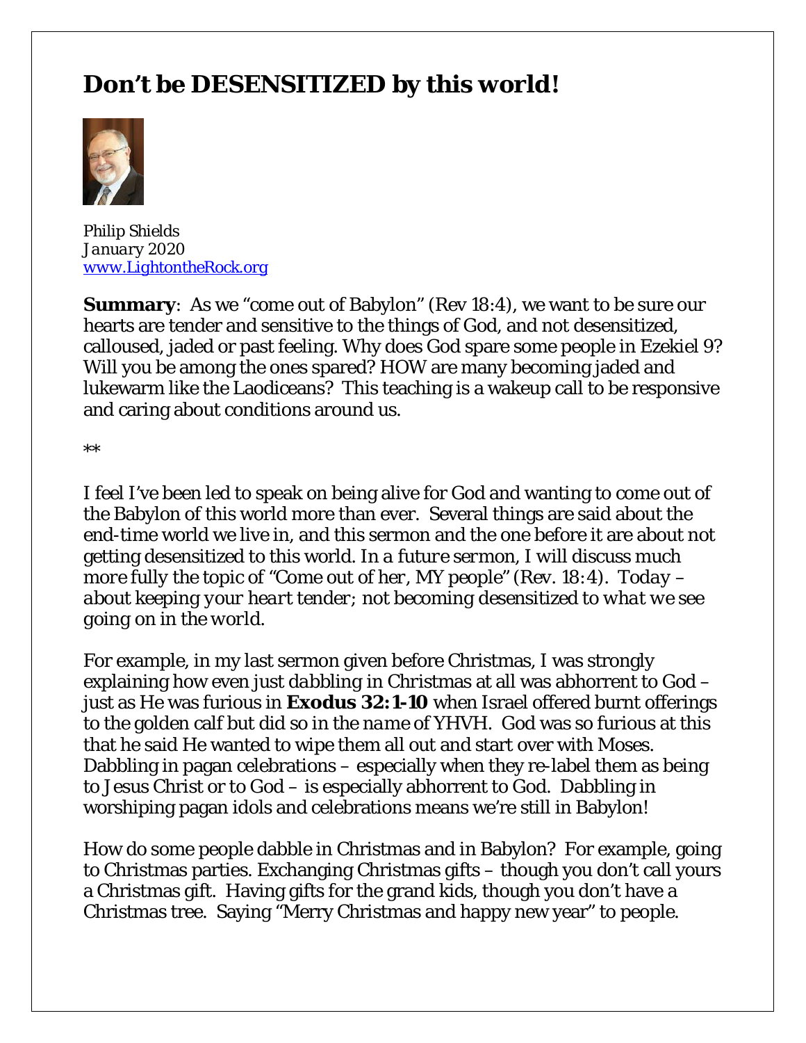# Don't be DESENSITIZED by this world!

*Philip Shields*
*January 2020*
[www.LightontheRock.org](http://www.LightontheRock.org)

**Summary**: As we "come out of Babylon" (Rev 18:4), we want to be sure our hearts are tender and sensitive to the things of God, and not desensitized, calloused, jaded or past feeling. Why does God spare some people in Ezekiel 9? Will you be among the ones spared? HOW are many becoming jaded and lukewarm like the Laodiceans? This teaching is a wakeup call to be responsive and caring about conditions around us.

**

I feel I've been led to speak on being alive for God and wanting to come out of the Babylon of this world more than ever. Several things are said about the end-time world we live in, and this sermon and the one before it are about not getting desensitized to this world. *In a future sermon, I will discuss much more fully the topic of "Come out of her, MY people" (Rev. 18:4). Today – about keeping your heart tender; not becoming desensitized to what we see going on in the world.*

For example, in my last sermon given before Christmas, I was strongly explaining how even just *dabbling* in Christmas at all was abhorrent to God – just as He was furious in **Exodus 32:1-10** when Israel offered burnt offerings to the golden calf but did so *in the name of YHVH*. God was so furious at this that he said He wanted to wipe them all out and start over with Moses. Dabbling in pagan celebrations – especially when they re-label them as being to Jesus Christ or to God – is especially abhorrent to God. Dabbling in worshiping pagan idols and celebrations means we're still in Babylon!

How do some people dabble in Christmas and in Babylon? For example, going to Christmas parties. Exchanging Christmas gifts – though you don't call yours a Christmas gift. Having gifts for the grand kids, though you don't have a Christmas tree. Saying "Merry Christmas and happy new year" to people.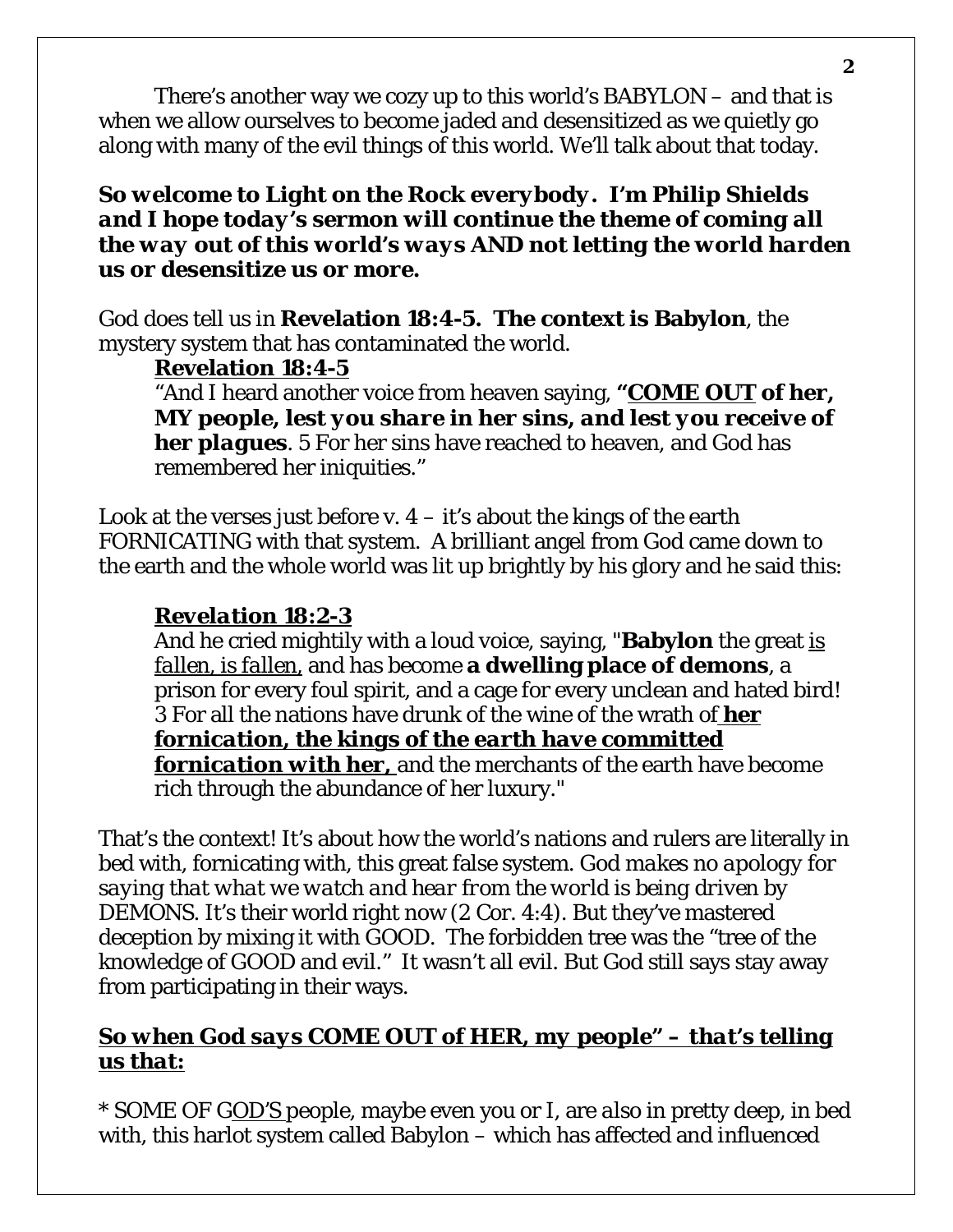There's another way we cozy up to this world's BABYLON – and that is when we allow ourselves to become jaded and desensitized as we quietly go along with many of the evil things of this world. We'll talk about that today.

***So welcome to Light on the Rock everybody. I'm Philip Shields and I hope today's sermon will continue the theme of coming all the way out of this world's ways AND not letting the world harden us or desensitize us or more.***

God does tell us in **Revelation 18:4-5. The context is Babylon**, the mystery system that has contaminated the world.

> **<u>Revelation 18:4-5</u>**
> "And I heard another voice from heaven saying, ***"<u>COME OUT</u> of her, MY people, lest you share in her sins, and lest you receive of her plagues***. 5 For her sins have reached to heaven, and God has remembered her iniquities."

Look at the verses just before v. 4 – it's about the kings of the earth FORNICATING with that system. A brilliant angel from God came down to the earth and the whole world was lit up brightly by his glory and he said this:

> ***<u>Revelation 18:2-3</u>***
> And he cried mightily with a loud voice, saying, "**Babylon** the great <u>is fallen, is fallen,</u> and has become **a dwelling place of demons**, a prison for every foul spirit, and a cage for every unclean and hated bird! 3 For all the nations have drunk of the wine of the wrath of ***<u>her fornication, the kings of the earth have committed fornication with her,</u>*** and the merchants of the earth have become rich through the abundance of her luxury."

That's the context! It's about how the world's nations and rulers are literally in bed with, fornicating with, this great false system. *God makes no apology for saying that what we watch and hear from the world is being driven by* DEMONS. It's their world right now (2 Cor. 4:4). But they've mastered deception by mixing it with GOOD. The forbidden tree was the "tree of the knowledge of GOOD and evil." It wasn't all evil. But God still says stay away from participating in their ways.

***<u>So when God says COME OUT of HER, my people" – that's telling us that:</u>***

* SOME OF G<u>OD'S</u> people, maybe even you or I, are also in pretty deep, in bed with, this harlot system called Babylon – which has affected and influenced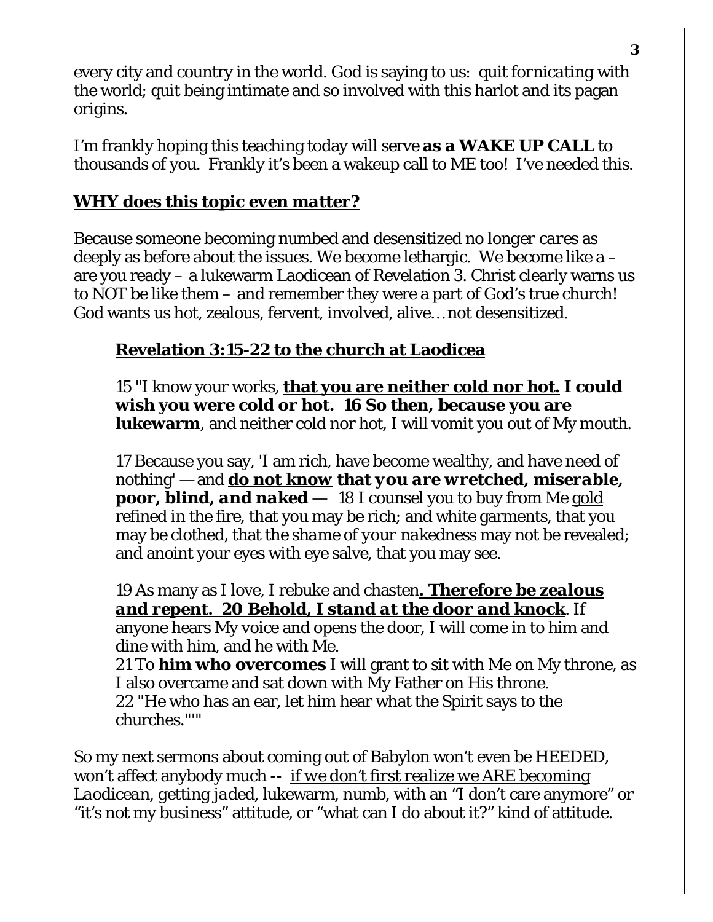every city and country in the world. God is saying to us: *quit fornicating* with the world; quit being intimate and so involved with this harlot and its pagan origins.

I'm frankly hoping this teaching today will serve **as a WAKE UP CALL** to thousands of you. Frankly it's been a wakeup call to ME too! I've needed this.

### ***WHY does this topic even matter?***

Because someone becoming numbed and desensitized no longer *cares* as deeply as before about the issues. We become lethargic. We become like a – are you ready – a lukewarm Laodicean of Revelation 3. Christ clearly warns us to NOT be like them – and remember they were a part of God's true church! God wants us hot, zealous, fervent, involved, alive… not desensitized.

> **Revelation 3:15-22 to the church at Laodicea**
>
> 15 "I know your works, **that you are neither cold nor hot. I could wish you were cold or hot. 16 So then, because you are lukewarm**, and neither cold nor hot, I will vomit you out of My mouth.
>
> 17 Because you say, 'I am rich, have become wealthy, and have need of nothing' — and ***do not know that you are wretched, miserable, poor, blind, and naked*** — 18 I counsel you to buy from Me gold refined in the fire, that you may be rich; and white garments, that you may be clothed, that the *shame of your nakedness* may not be revealed; and anoint your eyes with eye salve, that you may see.
>
> 19 As many as I love, I rebuke and chasten***. Therefore be zealous and repent. 20 Behold, I stand at the door and knock***. If anyone hears My voice and opens the door, I will come in to him and dine with him, and he with Me.
> 21 To **him who overcomes** I will grant to sit with Me on My throne, as I also overcame and sat down with My Father on His throne.
> 22 "He who has an ear, let him hear what the Spirit says to the churches."'"

So my next sermons about coming out of Babylon won't even be HEEDED, won't affect anybody much -- *if we don't first realize we ARE becoming Laodicean, getting jaded*, lukewarm, numb, with an "I don't care anymore" or "it's not my business" attitude, or "what can I do about it?" kind of attitude.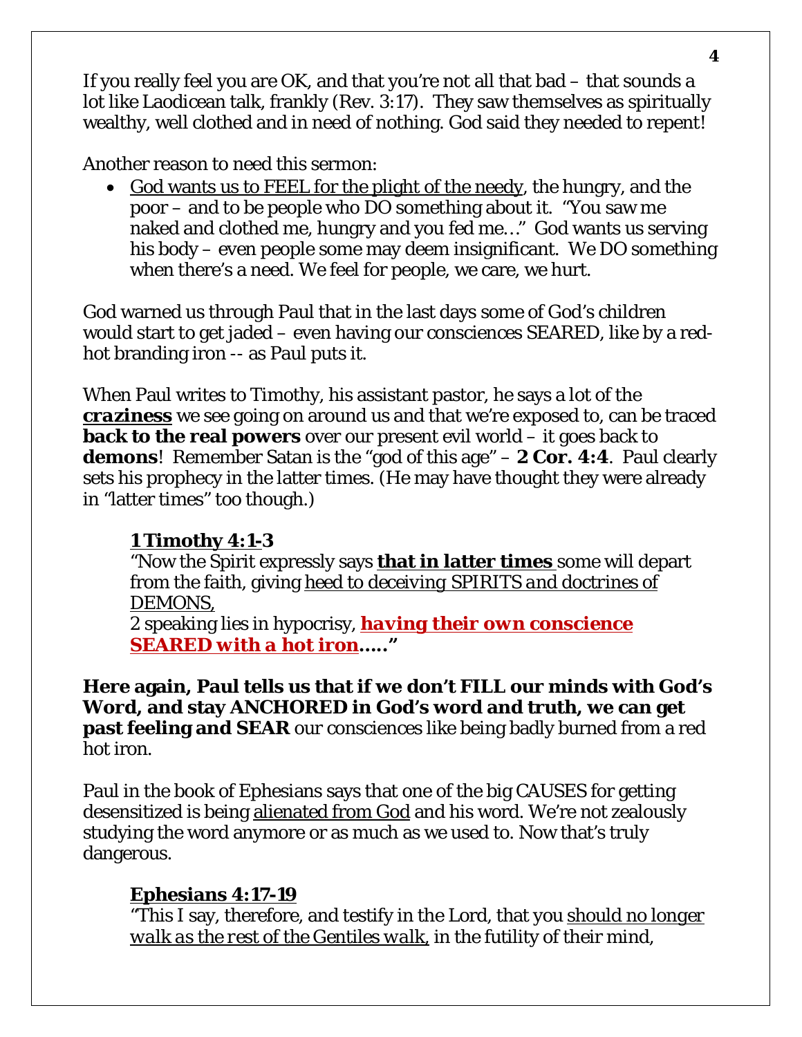If you really feel you are OK, and that you're not all that bad – that sounds a lot like Laodicean talk, frankly (Rev. 3:17). They saw themselves as spiritually wealthy, well clothed and in need of nothing. God said they needed to repent!

Another reason to need this sermon:

- <u>God wants us to FEEL for the plight of the needy</u>, the hungry, and the poor – and to be people who DO something about it. "You saw me naked and clothed me, hungry and you fed me…" God wants us serving his body – even people some may deem insignificant. We DO something when there's a need. We feel for people, we care, we hurt.

God warned us through Paul that in the last days some of God's children would start to get jaded – even having our consciences SEARED, like by a red-hot branding iron -- as Paul puts it.

When Paul writes to Timothy, his assistant pastor, he says a lot of the ***<u>craziness</u>*** we see going on around us and that we're exposed to, can be traced **back to the real powers** over our present evil world – it goes back to **demons**! Remember Satan is the "god of this age" – **2 Cor. 4:4**. Paul clearly sets his prophecy in the latter times. (He may have thought they were already in "latter times" too though.)

> **<u>1 Timothy 4:1-3</u>**
> "Now the Spirit expressly says **<u>that in latter times</u>** some will depart from the faith, giving <u>heed to deceiving SPIRITS and doctrines of DEMONS,</u>
> 2 speaking lies in hypocrisy, ***<u>having their own conscience SEARED with a hot iron</u>*****….."**

**Here again, Paul tells us that if we don't FILL our minds with God's Word, and stay ANCHORED in God's word and truth, we can get past feeling and SEAR** our consciences like being badly burned from a red hot iron.

Paul in the book of Ephesians says that one of the big CAUSES for getting desensitized is being <u>alienated from God</u> and his word. We're not zealously studying the word anymore or as much as we used to. Now that's truly dangerous.

> **<u>Ephesians 4:17-19</u>**
> "This I say, therefore, and testify in the Lord, that you <u>should no longer *walk as the rest of the Gentiles walk*,</u> in the futility of their mind,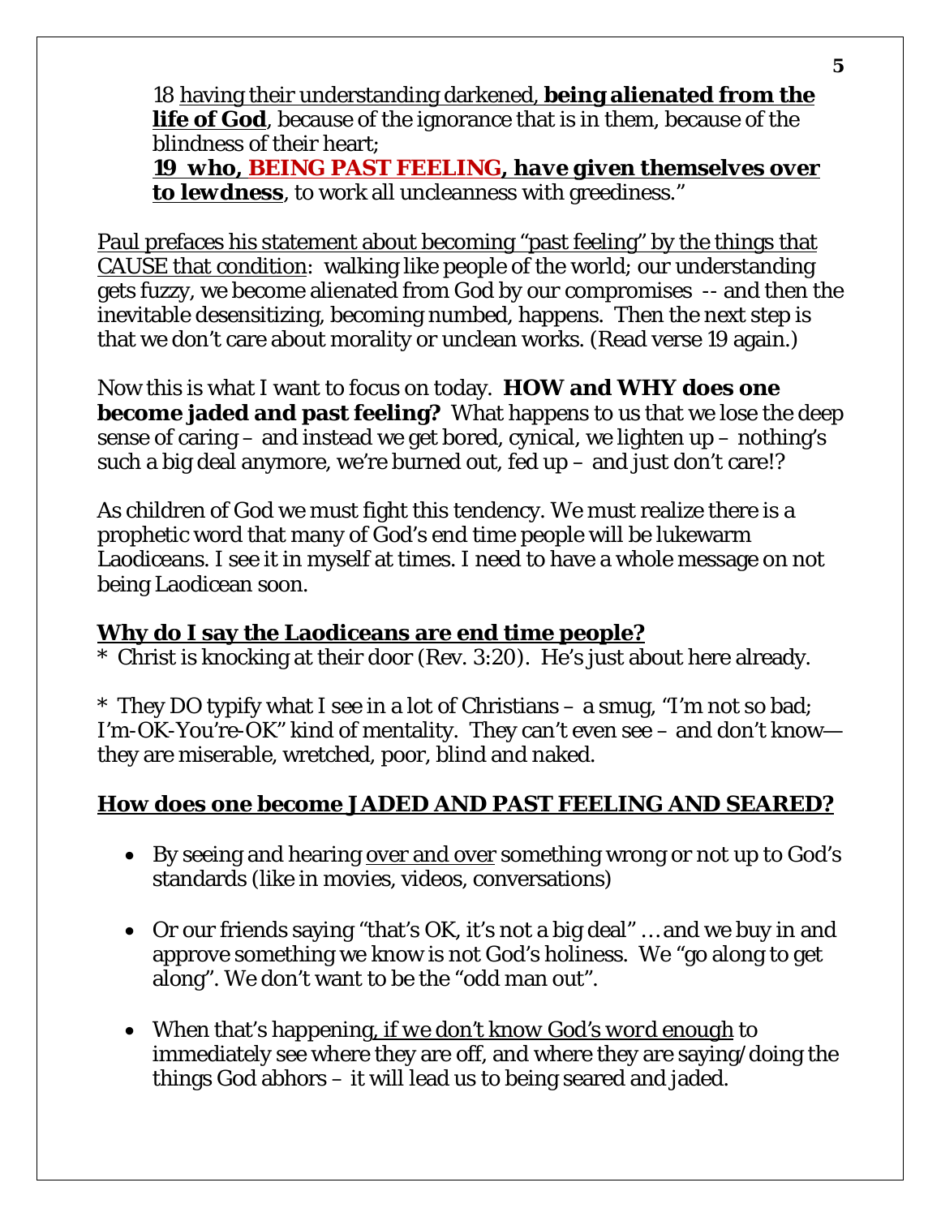18 having their understanding darkened, **being alienated from the life of God**, because of the ignorance that is in them, because of the blindness of their heart;

***19 who, BEING PAST FEELING, have given themselves over to lewdness***, to work all uncleanness with greediness."

Paul prefaces his statement about becoming "past feeling" by the things that CAUSE that condition: walking like people of the world; our understanding gets fuzzy, we become alienated from God by our compromises -- and then the inevitable desensitizing, becoming numbed, happens. Then the next step is that we don't care about morality or unclean works. (Read verse 19 again.)

Now this is what I want to focus on today. **HOW and WHY does one become jaded and past feeling?** What happens to us that we lose the deep sense of caring – and instead we get bored, cynical, we lighten up – nothing's such a big deal anymore, we're burned out, fed up – and just don't care!?

As children of God we must fight this tendency. We must realize there is a prophetic word that many of God's end time people will be lukewarm Laodiceans. I see it in myself at times. I need to have a whole message on not being Laodicean soon.

**Why do I say the Laodiceans are end time people?**

* Christ is knocking at their door (Rev. 3:20). He's just about here already.

* They DO typify what I see in a lot of Christians – a smug, "I'm not so bad; I'm-OK-You're-OK" kind of mentality. They can't even see – and don't know— they are miserable, wretched, poor, blind and naked.

**How does one become JADED AND PAST FEELING AND SEARED?**

- By seeing and hearing over and over something wrong or not up to God's standards (like in movies, videos, conversations)
- Or our friends saying "that's OK, it's not a big deal" … and we buy in and approve something we know is not God's holiness. We "go along to get along". We don't want to be the "odd man out".
- When that's happening, *if we don't know God's word enough* to immediately see where they are off, and where they are saying/doing the things God abhors – it will lead us to being seared and jaded.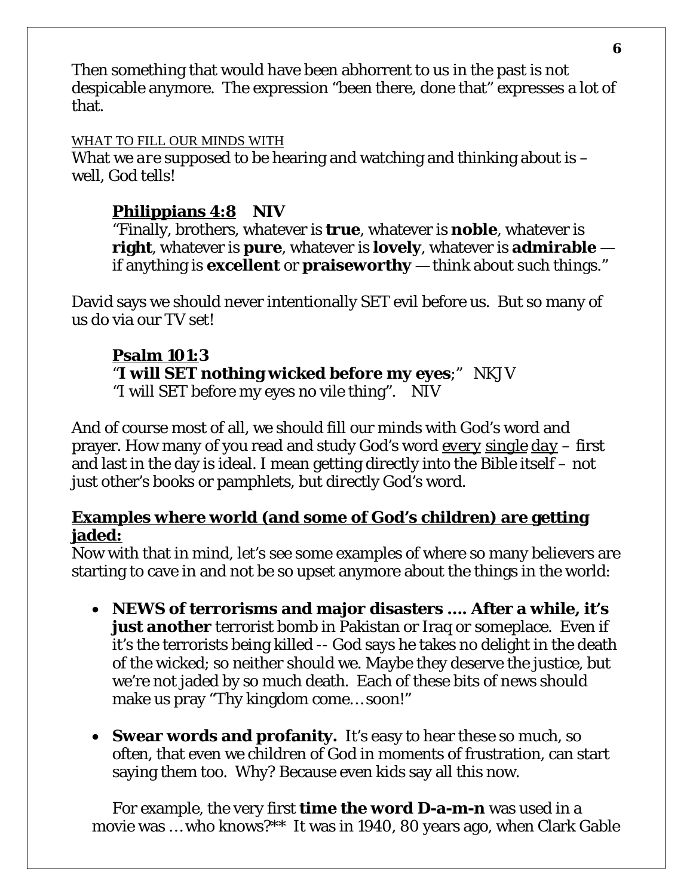Then something that would have been abhorrent to us in the past is not despicable anymore. The expression "been there, done that" expresses a lot of that.

<u>WHAT TO FILL OUR MINDS WITH</u>

What we *are* supposed to be hearing and watching and thinking about is – well, God tells!

> **<u>Philippians 4:8</u>** **NIV**
> "Finally, brothers, whatever is **true**, whatever is **noble**, whatever is **right**, whatever is **pure**, whatever is **lovely**, whatever is **admirable** — if anything is **excellent** or **praiseworthy** — think about such things."

David says we should never intentionally SET evil before us. But so many of us do via our TV set!

> **<u>Psalm 101:3</u>**
> "**I will SET nothing wicked before my eyes**;" NKJV
> "I will SET before my eyes no vile thing". NIV

And of course most of all, we should fill our minds with God's word and prayer. How many of you read and study God's word <u>every</u> <u>single</u> <u>day</u> – first and last in the day is ideal. I mean getting directly into the Bible itself – not just other's books or pamphlets, but directly God's word.

**<u>Examples where world (and some of God's children) are getting jaded:</u>**

Now with that in mind, let's see some examples of where so many believers are starting to cave in and not be so upset anymore about the things in the world:

- **NEWS of terrorisms and major disasters .... After a while, it's just another** terrorist bomb in Pakistan or Iraq or someplace. Even if it's the terrorists being killed -- God says he takes no delight in the death of the wicked; so neither should we. Maybe they deserve the justice, but we're not jaded by so much death. Each of these bits of news should make us pray "Thy kingdom come… soon!"

- **Swear words and profanity.** It's easy to hear these so much, so often, that even we children of God in moments of frustration, can start saying them too. Why? Because even kids say all this now.

  For example, the very first **time the word D-a-m-n** was used in a movie was … who knows?** It was in 1940, 80 years ago, when Clark Gable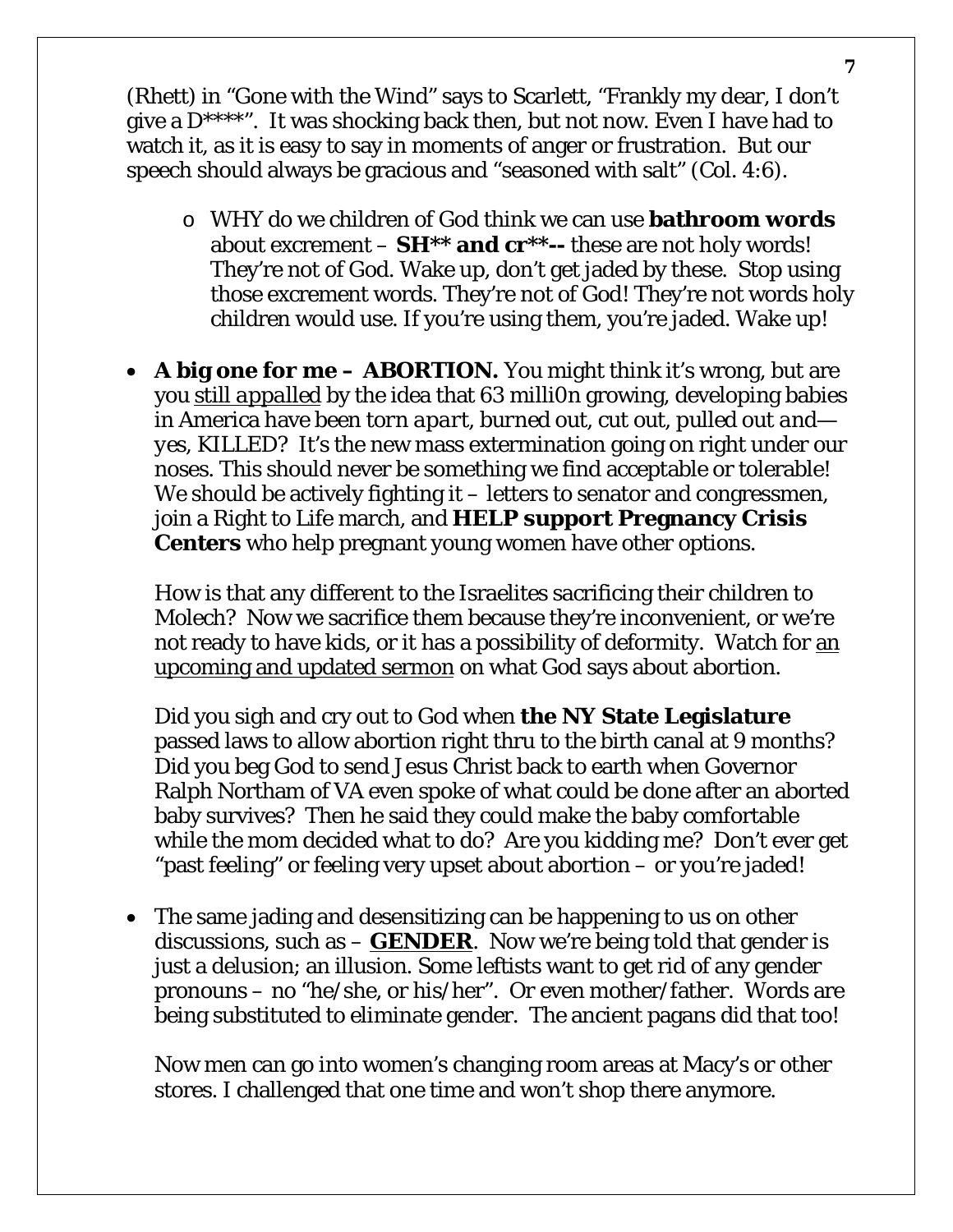(Rhett) in "Gone with the Wind" says to Scarlett, "Frankly my dear, I don't give a D****". It was shocking back then, but not now. Even I have had to watch it, as it is easy to say in moments of anger or frustration. But our speech should always be gracious and "seasoned with salt" (Col. 4:6).

  - WHY do we children of God think we can use **bathroom words** about excrement – **SH** and cr**--** these are not holy words! They're not of God. Wake up, don't get jaded by these. Stop using those excrement words. They're not of God! They're not words holy children would use. If you're using them, you're jaded. Wake up!

- **A big one for me – ABORTION.** You might think it's wrong, but are you *still appalled* by the idea that 63 milli0n growing, developing babies in America have been *torn apart, burned out, cut out, pulled out and—yes, KILLED*? It's the new mass extermination going on right under our noses. This should never be something we find acceptable or tolerable! We should be actively fighting it – letters to senator and congressmen, join a Right to Life march, and **HELP support Pregnancy Crisis Centers** who help pregnant young women have other options.

  How is that any different to the Israelites sacrificing their children to Molech? Now we sacrifice them because they're inconvenient, or we're not ready to have kids, or it has a possibility of deformity. Watch for an upcoming and updated sermon on what God says about abortion.

  Did you sigh and cry out to God when **the NY State Legislature** passed laws to allow abortion right thru to the birth canal at 9 months? Did you beg God to send Jesus Christ back to earth when Governor Ralph Northam of VA even spoke of what could be done after an aborted baby survives? Then he said they could make the baby comfortable while the mom decided what to do? Are you kidding me? Don't ever get "past feeling" or feeling very upset about abortion – or you're jaded!

- The same jading and desensitizing can be happening to us on other discussions, such as – **GENDER**. Now we're being told that gender is just a delusion; an illusion. Some leftists want to get rid of any gender pronouns – no "he/she, or his/her". Or even mother/father. Words are being substituted to eliminate gender. The ancient pagans did that too!

  Now men can go into women's changing room areas at Macy's or other stores. I challenged that one time and won't shop there anymore.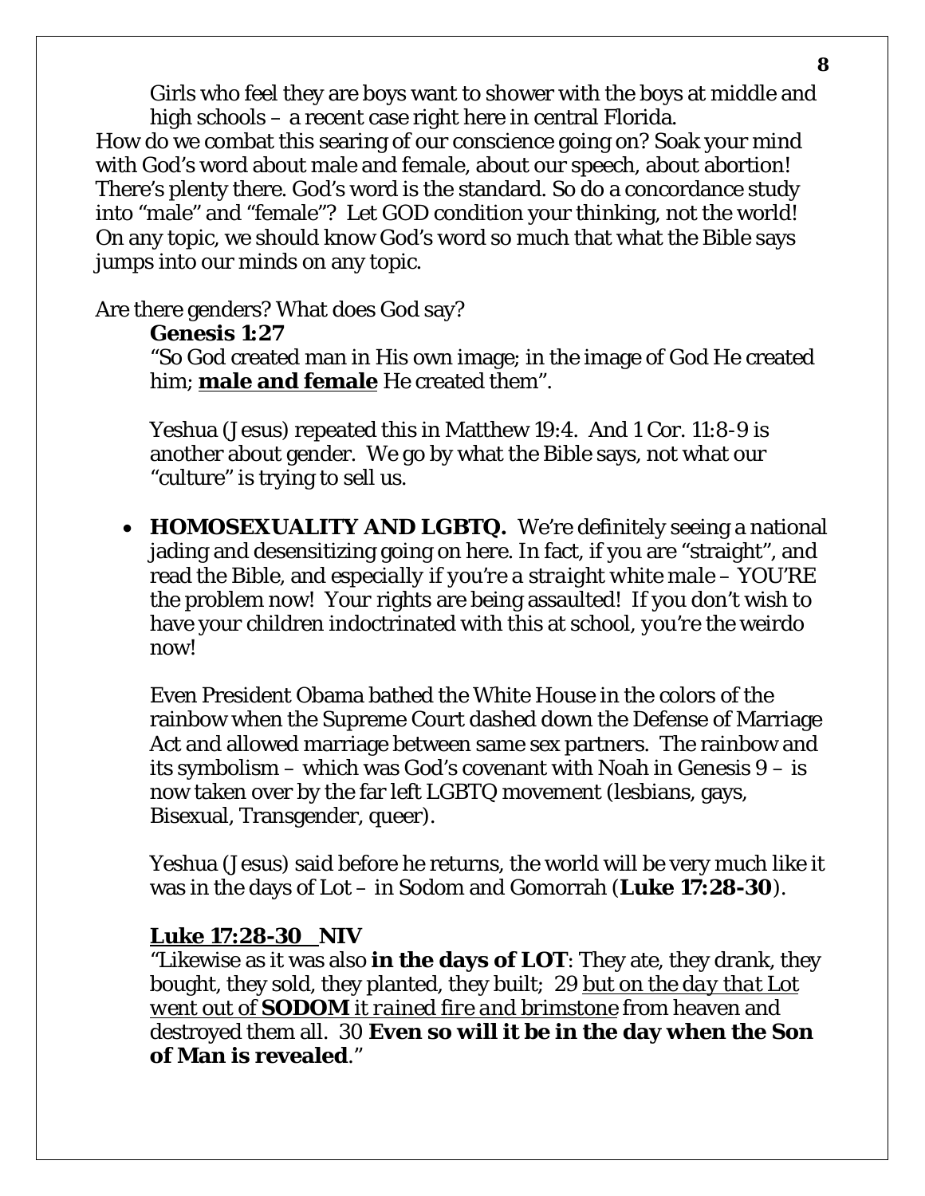Girls who feel they are boys want to shower with the boys at middle and high schools – a recent case right here in central Florida.

How do we combat this searing of our conscience going on? Soak your mind with God's word about male and female, about our speech, about abortion! There's plenty there. God's word is the standard. So do a concordance study into "male" and "female"? Let GOD condition your thinking, not the world! On any topic, we should know God's word so much that what the Bible says jumps into our minds on any topic.

Are there genders? What does God say?

**Genesis 1:27**

"So God created man in His own image; in the image of God He created him; **male and female** He created them".

Yeshua (Jesus) repeated this in Matthew 19:4. And 1 Cor. 11:8-9 is another about gender. We go by what the Bible says, not what our "culture" is trying to sell us.

- **HOMOSEXUALITY AND LGBTQ.** We're definitely seeing a national jading and desensitizing going on here. In fact, if you are "straight", and read the Bible, and *especially if you're a straight white male* – YOU'RE the problem now! Your rights are being assaulted! If you don't wish to have your children indoctrinated with this at school, *you're* the weirdo now!

  Even President Obama bathed the White House in the colors of the rainbow when the Supreme Court dashed down the Defense of Marriage Act and allowed marriage between same sex partners. The rainbow and its symbolism – which was God's covenant with Noah in Genesis 9 – is now taken over by the far left LGBTQ movement (lesbians, gays, Bisexual, Transgender, queer).

  Yeshua (Jesus) said before he returns, the world will be very much like it was in the days of Lot – in Sodom and Gomorrah (**Luke 17:28-30**).

  **Luke 17:28-30 NIV**

  "Likewise as it was also **in the days of LOT**: They ate, they drank, they bought, they sold, they planted, they built; 29 *but on the day that Lot went out of* **SODOM** *it rained fire and brimstone* from heaven and destroyed them all. 30 **Even so will it be in the day when the Son of Man is revealed**."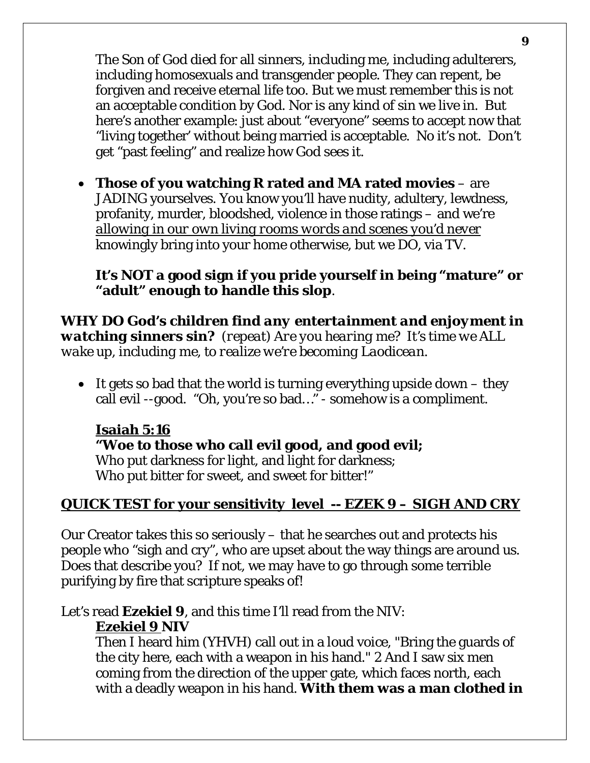The Son of God died for all sinners, including me, including adulterers, including homosexuals and transgender people. They can repent, be forgiven and receive eternal life too. But we must remember this is not an acceptable condition by God. Nor is any kind of sin we live in. But here's another example: just about "everyone" seems to accept now that "living together' without being married is acceptable. No it's not. Don't get "past feeling" and realize how God sees it.

- **Those of you watching R rated and MA rated movies** – are JADING yourselves. You know you'll have nudity, adultery, lewdness, profanity, murder, bloodshed, violence in those ratings – and we're <u>allowing in our own living rooms words and scenes you'd never</u> knowingly bring into your home otherwise, but we DO, via TV.

  **It's NOT a good sign if you pride yourself in being "mature" or "adult" enough to handle this slop**.

***WHY DO God's children find any entertainment and enjoyment in watching sinners sin?*** *(repeat) Are you hearing me? It's time we ALL wake up, including me, to realize we're becoming Laodicean.*

- It gets so bad that the world is turning everything upside down – they call evil --good. "Oh, you're so bad…" - somehow is a compliment.

  **<u>Isaiah 5:16</u>**
  **"Woe to those who call evil good, and good evil;**
  Who put darkness for light, and light for darkness;
  Who put bitter for sweet, and sweet for bitter!"

**<u>QUICK TEST for your sensitivity level -- EZEK 9 – SIGH AND CRY</u>**

Our Creator takes this so seriously – that he searches out and protects his people who "sigh and cry", who are upset about the way things are around us. Does that describe you? If not, we may have to go through some terrible purifying by fire that scripture speaks of!

Let's read **Ezekiel 9**, and this time I'll read from the NIV:

**<u>Ezekiel 9</u> NIV**
Then I heard him (YHVH) call out in a loud voice, "Bring the guards of the city here, each with a weapon in his hand." 2 And I saw six men coming from the direction of the upper gate, which faces north, each with a deadly weapon in his hand. **With them was a man clothed in**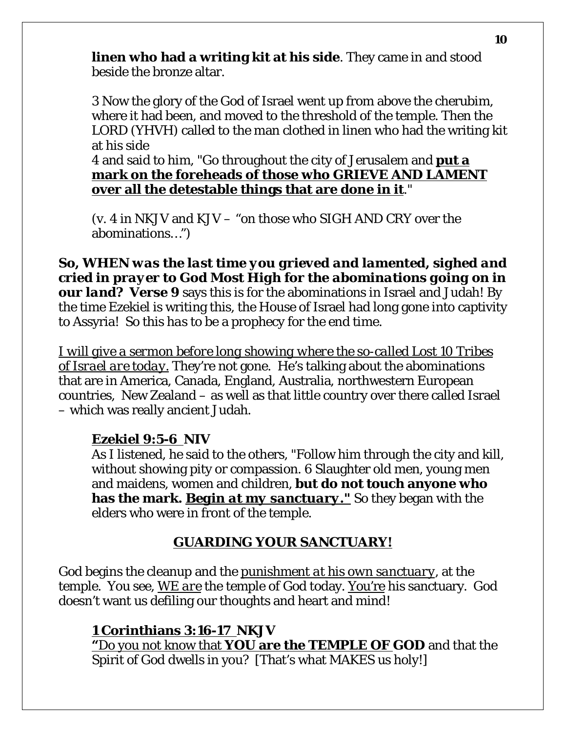**linen who had a writing kit at his side**. They came in and stood beside the bronze altar.

3 Now the glory of the God of Israel went up from above the cherubim, where it had been, and moved to the threshold of the temple. Then the LORD (YHVH) called to the man clothed in linen who had the writing kit at his side
4 and said to him, "Go throughout the city of Jerusalem and **put a mark on the foreheads of those who GRIEVE AND LAMENT over all the detestable things that are done in it**."

(v. 4 in NKJV and KJV – "on those who SIGH AND CRY over the abominations…")

***So, WHEN was the last time you grieved and lamented, sighed and cried in prayer to God Most High for the abominations going on in our land?*** **Verse 9** says this is for the abominations in Israel and Judah! By the time Ezekiel is writing this, the House of Israel had long gone into captivity to Assyria! *So this has to be a prophecy for the end time.*

*I will give a sermon before long showing where the so-called Lost 10 Tribes of Israel are today.* They're not gone. He's talking about the abominations that are in America, Canada, England, Australia, northwestern European countries, New Zealand – as well as that little country over there called Israel – which was really ancient Judah.

**Ezekiel 9:5-6 NIV**
As I listened, he said to the others, "Follow him through the city and kill, without showing pity or compassion. 6 Slaughter old men, young men and maidens, women and children, **but do not touch anyone who has the mark. *Begin at my sanctuary.*"** So they began with the elders who were in front of the temple.

## GUARDING YOUR SANCTUARY!

God begins the cleanup and the *punishment at his own sanctuary*, at the temple. You see, *WE are* the temple of God today. *You're* his sanctuary. God doesn't want us defiling our thoughts and heart and mind!

**1 Corinthians 3:16-17 NKJV**
"Do you not know that **YOU are the TEMPLE OF GOD** and that the Spirit of God dwells in you? [That's what MAKES us holy!]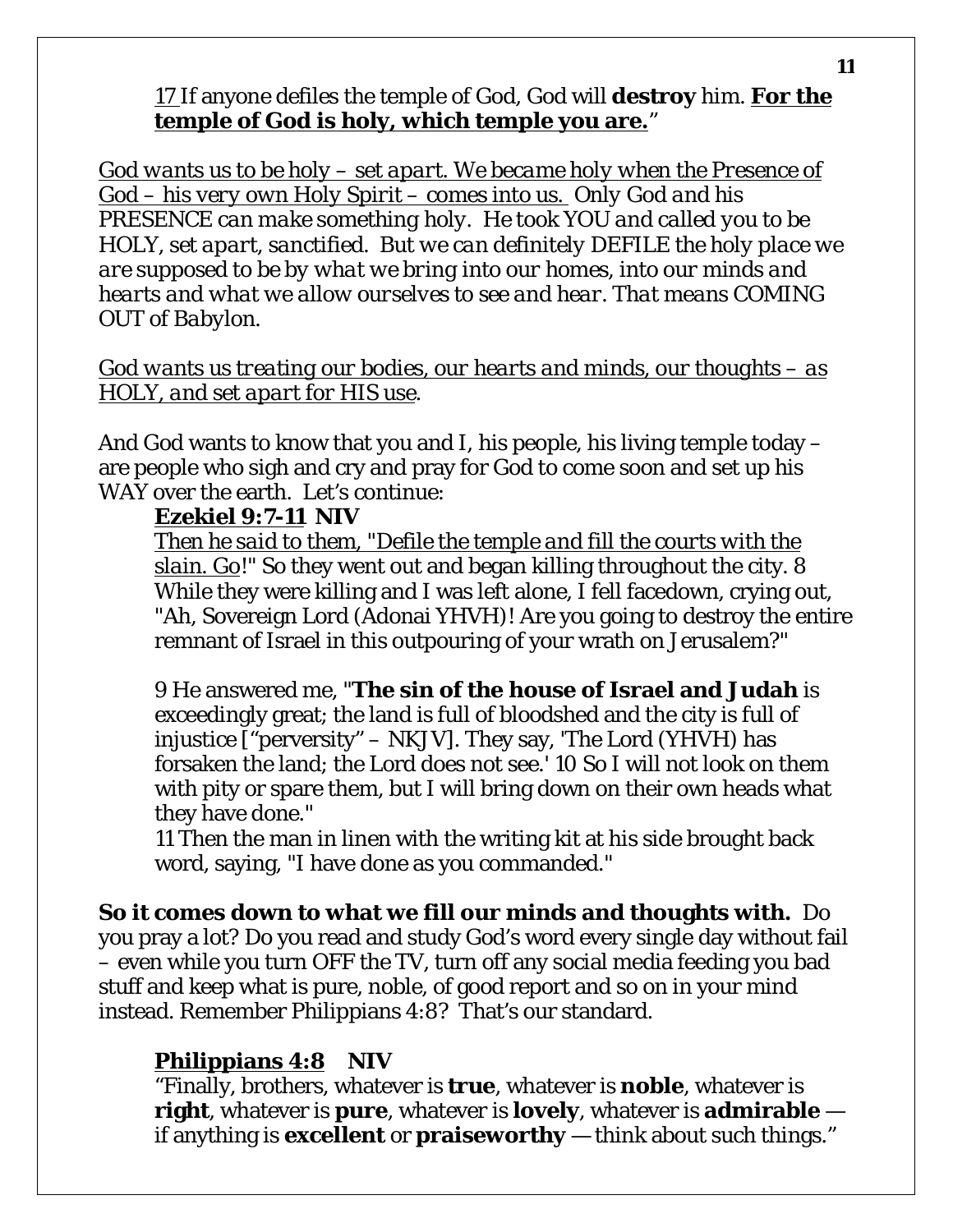<u>17</u> If anyone defiles the temple of God, God will **destroy** him. **<u>For the temple of God is holy, which temple you are.</u>**"

*<u>God wants us to be holy – set apart. We became holy when the Presence of God – his very own Holy Spirit – comes into us.</u> Only God and his PRESENCE can make something holy. He took YOU and called you to be HOLY, set apart, sanctified. But we can definitely DEFILE the holy place we are supposed to be by what we bring into our homes, into our minds and hearts and what we allow ourselves to see and hear. That means COMING OUT of Babylon.*

*<u>God wants us treating our bodies, our hearts and minds, our thoughts – as HOLY, and set apart for HIS use</u>.*

And God wants to know that you and I, his people, his living temple today – are people who sigh and cry and pray for God to come soon and set up his WAY over the earth. Let's continue:

**<u>Ezekiel 9:7-11</u> NIV**

<u>Then he said to them, "Defile the temple and fill the courts with the slain. Go</u>!" So they went out and began killing throughout the city. 8 While they were killing and I was left alone, I fell facedown, crying out, "Ah, Sovereign Lord (Adonai YHVH)! Are you going to destroy the entire remnant of Israel in this outpouring of your wrath on Jerusalem?"

9 He answered me, "**The sin of the house of Israel and Judah** is exceedingly great; the land is full of bloodshed and the city is full of injustice ["perversity" – NKJV]. They say, 'The Lord (YHVH) has forsaken the land; the Lord does not see.' 10 So I will not look on them with pity or spare them, but I will bring down on their own heads what they have done."

11 Then the man in linen with the writing kit at his side brought back word, saying, "I have done as you commanded."

**So it comes down to what we fill our minds and thoughts with.** Do you pray a lot? Do you read and study God's word every single day without fail – even while you turn OFF the TV, turn off any social media feeding you bad stuff and keep what is pure, noble, of good report and so on in your mind instead. Remember Philippians 4:8? That's our standard.

**<u>Philippians 4:8</u> NIV**

"Finally, brothers, whatever is **true**, whatever is **noble**, whatever is **right**, whatever is **pure**, whatever is **lovely**, whatever is **admirable** — if anything is **excellent** or **praiseworthy** — think about such things."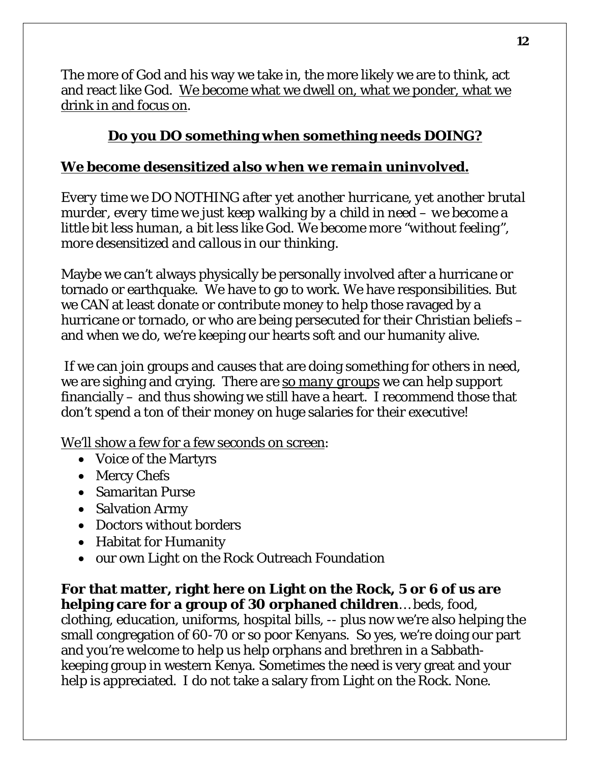The more of God and his way we take in, the more likely we are to think, act and react like God. <u>We become what we dwell on, what we ponder, what we drink in and focus on</u>.

## ***<u>Do you DO something when something needs DOING?</u>***

### ***<u>We become desensitized also when we remain uninvolved.</u>***

*Every time we DO NOTHING after yet another hurricane, yet another brutal murder, every time we just keep walking by a child in need – we become a little bit less human, a bit less like God. We become more "without feeling", more desensitized and callous in our thinking.*

Maybe we can't always physically be personally involved after a hurricane or tornado or earthquake. We have to go to work. We have responsibilities. But we CAN at least donate or contribute money to help those ravaged by a hurricane or tornado, or who are being persecuted for their Christian beliefs – and when we do, we're keeping our hearts soft and our humanity alive.

If we can join groups and causes that are doing something for others in need, we are sighing and crying. There are <u>*so many groups*</u> we can help support financially – and thus showing we still have a heart. I recommend those that don't spend a ton of their money on huge salaries for their executive!

<u>We'll show a few for a few seconds on screen</u>:

- Voice of the Martyrs
- Mercy Chefs
- Samaritan Purse
- Salvation Army
- Doctors without borders
- Habitat for Humanity
- our own Light on the Rock Outreach Foundation

**For that matter, right here on Light on the Rock, 5 or 6 of us are helping care for a group of 30 orphaned children**…beds, food, clothing, education, uniforms, hospital bills, -- plus now we're also helping the small congregation of 60-70 or so poor Kenyans. So yes, we're doing our part and you're welcome to help us help orphans and brethren in a Sabbath-keeping group in western Kenya. Sometimes the need is very great and your help is appreciated. I do not take a salary from Light on the Rock. None.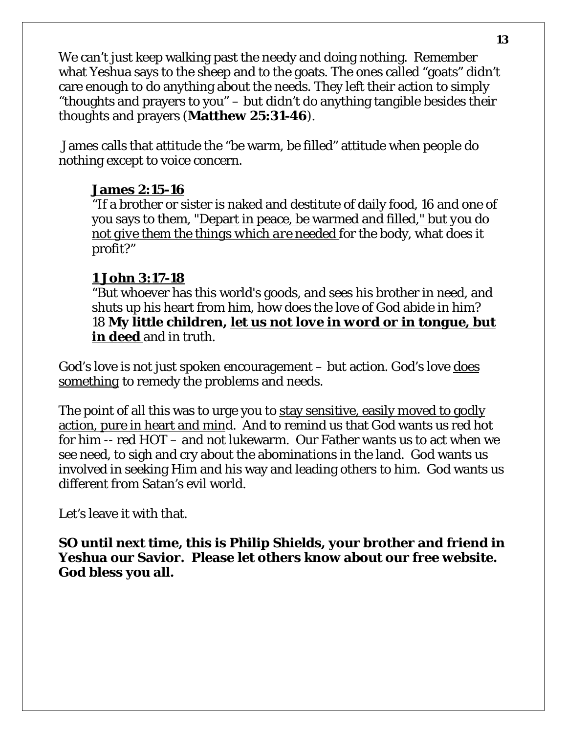We can't just keep walking past the needy and doing nothing. Remember what Yeshua says to the sheep and to the goats. The ones called "goats" didn't care enough to do anything about the needs. They left their action to simply "thoughts and prayers to you" – but didn't do anything tangible besides their thoughts and prayers (**Matthew 25:31-46**).

James calls that attitude the "be warm, be filled" attitude when people do nothing except to voice concern.

> **James 2:15-16**
> "If a brother or sister is naked and destitute of daily food, 16 and one of you says to them, "Depart in peace, be warmed and filled," but you do not give them the things which *are* needed for the body, what does it profit?"
>
> **1 John 3:17-18**
> "But whoever has this world's goods, and sees his brother in need, and shuts up his heart from him, how does the love of God abide in him? 18 **My little children, let us not love in word or in tongue, but in deed** and in truth.

God's love is not just spoken encouragement – but action. God's love does something to remedy the problems and needs.

The point of all this was to urge you to stay sensitive, easily moved to godly action, pure in heart and mind. And to remind us that God wants us red hot for him -- red HOT – and not lukewarm. Our Father wants us to act when we see need, to sigh and cry about the abominations in the land. God wants us involved in seeking Him and his way and leading others to him. God wants us different from Satan's evil world.

Let's leave it with that.

**SO until next time, this is Philip Shields, your brother and friend in Yeshua our Savior. Please let others know about our free website. God bless you all.**